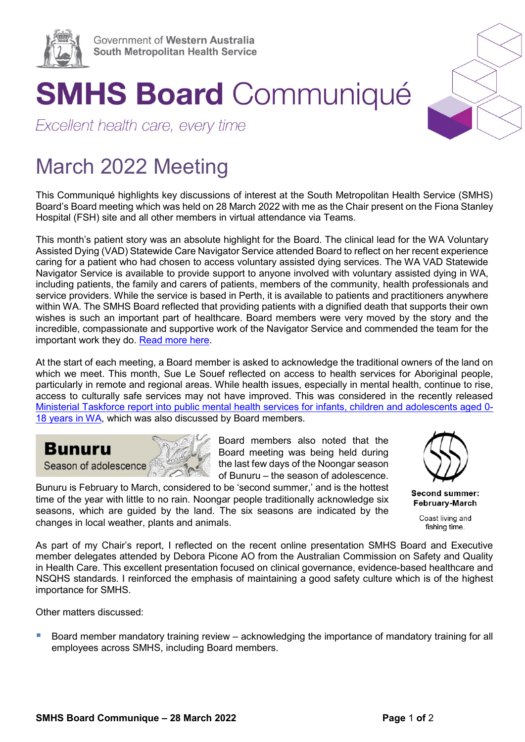Government of Western Australia
South Metropolitan Health Service

# SMHS Board Communiqué

*Excellent health care, every time*

## March 2022 Meeting

This Communiqué highlights key discussions of interest at the South Metropolitan Health Service (SMHS) Board's Board meeting which was held on 28 March 2022 with me as the Chair present on the Fiona Stanley Hospital (FSH) site and all other members in virtual attendance via Teams.

This month's patient story was an absolute highlight for the Board. The clinical lead for the WA Voluntary Assisted Dying (VAD) Statewide Care Navigator Service attended Board to reflect on her recent experience caring for a patient who had chosen to access voluntary assisted dying services. The WA VAD Statewide Navigator Service is available to provide support to anyone involved with voluntary assisted dying in WA, including patients, the family and carers of patients, members of the community, health professionals and service providers. While the service is based in Perth, it is available to patients and practitioners anywhere within WA. The SMHS Board reflected that providing patients with a dignified death that supports their own wishes is such an important part of healthcare. Board members were very moved by the story and the incredible, compassionate and supportive work of the Navigator Service and commended the team for the important work they do. Read more here.

At the start of each meeting, a Board member is asked to acknowledge the traditional owners of the land on which we meet. This month, Sue Le Souef reflected on access to health services for Aboriginal people, particularly in remote and regional areas. While health issues, especially in mental health, continue to rise, access to culturally safe services may not have improved. This was considered in the recently released Ministerial Taskforce report into public mental health services for infants, children and adolescents aged 0-18 years in WA, which was also discussed by Board members.

**Bunuru**
Season of adolescence

Board members also noted that the Board meeting was being held during the last few days of the Noongar season of Bunuru – the season of adolescence. Bunuru is February to March, considered to be 'second summer,' and is the hottest time of the year with little to no rain. Noongar people traditionally acknowledge six seasons, which are guided by the land. The six seasons are indicated by the changes in local weather, plants and animals.

**Second summer: February-March**

Coast living and fishing time.

As part of my Chair's report, I reflected on the recent online presentation SMHS Board and Executive member delegates attended by Debora Picone AO from the Australian Commission on Safety and Quality in Health Care. This excellent presentation focused on clinical governance, evidence-based healthcare and NSQHS standards. I reinforced the emphasis of maintaining a good safety culture which is of the highest importance for SMHS.

Other matters discussed:

- Board member mandatory training review – acknowledging the importance of mandatory training for all employees across SMHS, including Board members.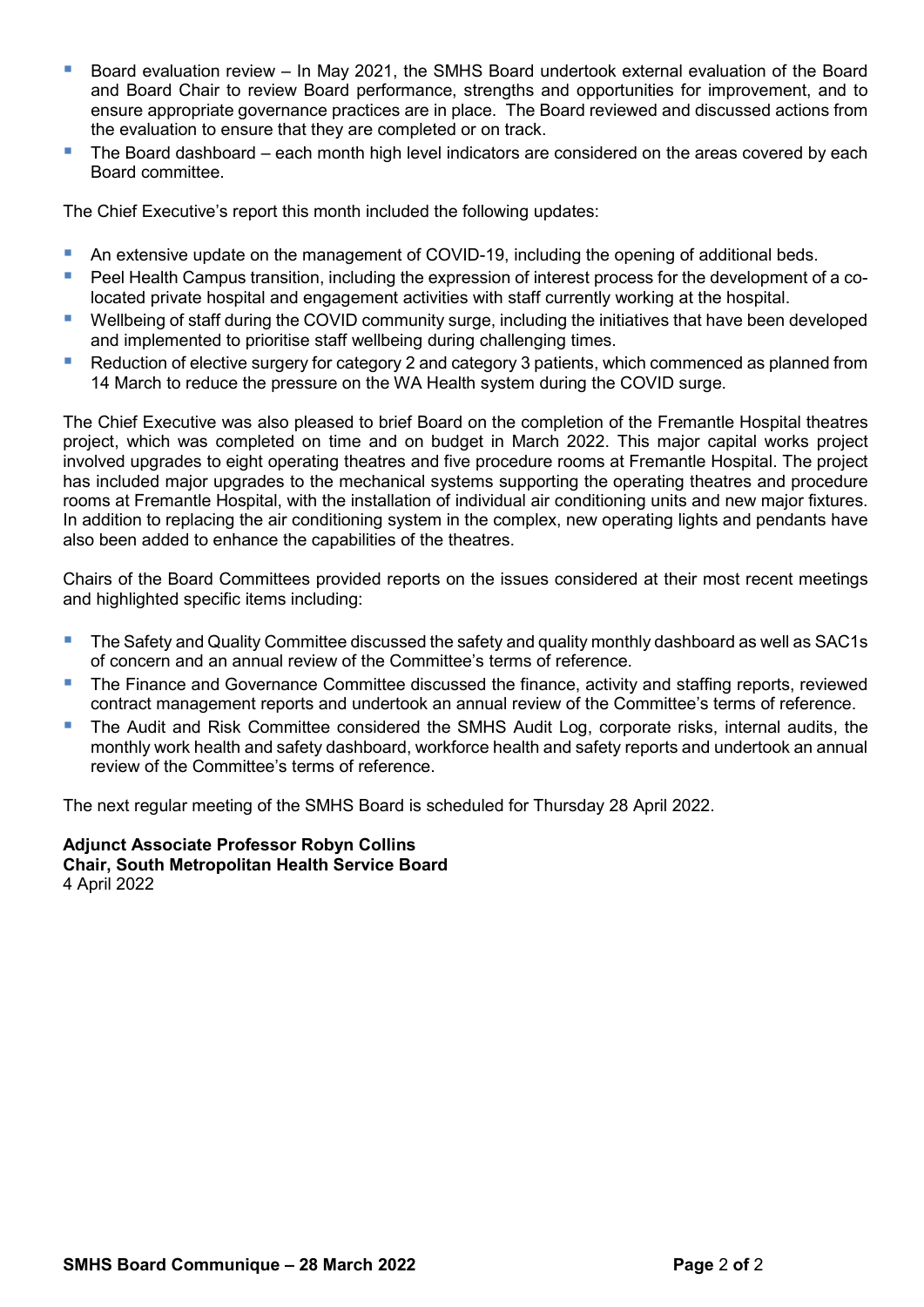- Board evaluation review – In May 2021, the SMHS Board undertook external evaluation of the Board and Board Chair to review Board performance, strengths and opportunities for improvement, and to ensure appropriate governance practices are in place. The Board reviewed and discussed actions from the evaluation to ensure that they are completed or on track.
- The Board dashboard – each month high level indicators are considered on the areas covered by each Board committee.

The Chief Executive's report this month included the following updates:

- An extensive update on the management of COVID-19, including the opening of additional beds.
- Peel Health Campus transition, including the expression of interest process for the development of a co-located private hospital and engagement activities with staff currently working at the hospital.
- Wellbeing of staff during the COVID community surge, including the initiatives that have been developed and implemented to prioritise staff wellbeing during challenging times.
- Reduction of elective surgery for category 2 and category 3 patients, which commenced as planned from 14 March to reduce the pressure on the WA Health system during the COVID surge.

The Chief Executive was also pleased to brief Board on the completion of the Fremantle Hospital theatres project, which was completed on time and on budget in March 2022. This major capital works project involved upgrades to eight operating theatres and five procedure rooms at Fremantle Hospital. The project has included major upgrades to the mechanical systems supporting the operating theatres and procedure rooms at Fremantle Hospital, with the installation of individual air conditioning units and new major fixtures. In addition to replacing the air conditioning system in the complex, new operating lights and pendants have also been added to enhance the capabilities of the theatres.

Chairs of the Board Committees provided reports on the issues considered at their most recent meetings and highlighted specific items including:

- The Safety and Quality Committee discussed the safety and quality monthly dashboard as well as SAC1s of concern and an annual review of the Committee's terms of reference.
- The Finance and Governance Committee discussed the finance, activity and staffing reports, reviewed contract management reports and undertook an annual review of the Committee's terms of reference.
- The Audit and Risk Committee considered the SMHS Audit Log, corporate risks, internal audits, the monthly work health and safety dashboard, workforce health and safety reports and undertook an annual review of the Committee's terms of reference.

The next regular meeting of the SMHS Board is scheduled for Thursday 28 April 2022.

**Adjunct Associate Professor Robyn Collins**
**Chair, South Metropolitan Health Service Board**
4 April 2022